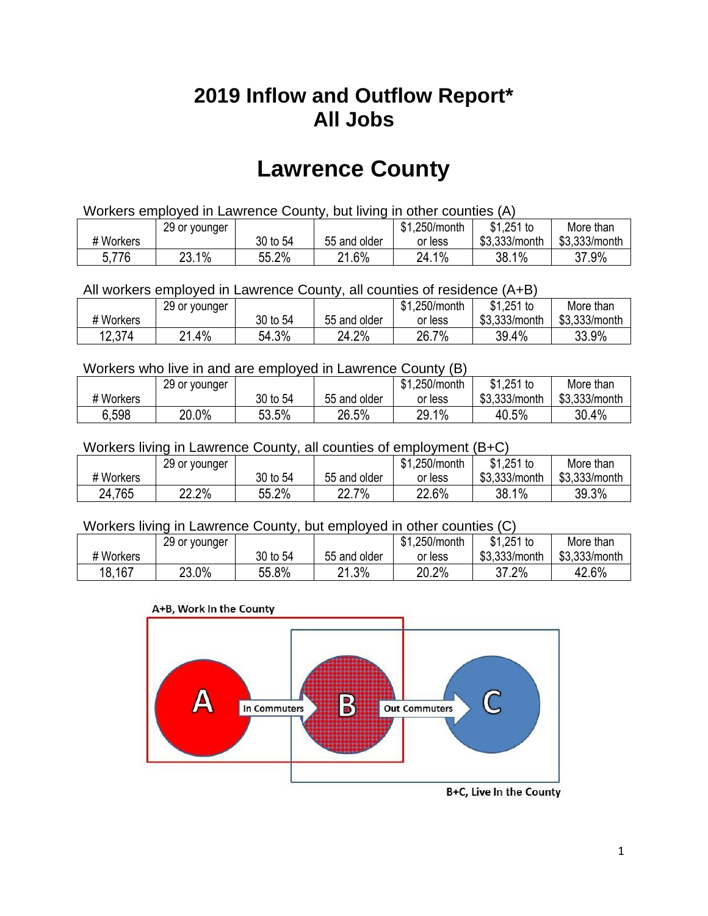# 2019 Inflow and Outflow Report*
# All Jobs

# Lawrence County

Workers employed in Lawrence County, but living in other counties (A)

| # Workers | 29 or younger | 30 to 54 | 55 and older | $1,250/month or less | $1,251 to $3,333/month | More than $3,333/month |
|---|---|---|---|---|---|---|
| 5,776 | 23.1% | 55.2% | 21.6% | 24.1% | 38.1% | 37.9% |

All workers employed in Lawrence County, all counties of residence (A+B)

| # Workers | 29 or younger | 30 to 54 | 55 and older | $1,250/month or less | $1,251 to $3,333/month | More than $3,333/month |
|---|---|---|---|---|---|---|
| 12,374 | 21.4% | 54.3% | 24.2% | 26.7% | 39.4% | 33.9% |

Workers who live in and are employed in Lawrence County (B)

| # Workers | 29 or younger | 30 to 54 | 55 and older | $1,250/month or less | $1,251 to $3,333/month | More than $3,333/month |
|---|---|---|---|---|---|---|
| 6,598 | 20.0% | 53.5% | 26.5% | 29.1% | 40.5% | 30.4% |

Workers living in Lawrence County, all counties of employment (B+C)

| # Workers | 29 or younger | 30 to 54 | 55 and older | $1,250/month or less | $1,251 to $3,333/month | More than $3,333/month |
|---|---|---|---|---|---|---|
| 24,765 | 22.2% | 55.2% | 22.7% | 22.6% | 38.1% | 39.3% |

Workers living in Lawrence County, but employed in other counties (C)

| # Workers | 29 or younger | 30 to 54 | 55 and older | $1,250/month or less | $1,251 to $3,333/month | More than $3,333/month |
|---|---|---|---|---|---|---|
| 18,167 | 23.0% | 55.8% | 21.3% | 20.2% | 37.2% | 42.6% |

A+B, Work In the County

A — In Commuters → B — Out Commuters → C

B+C, Live In the County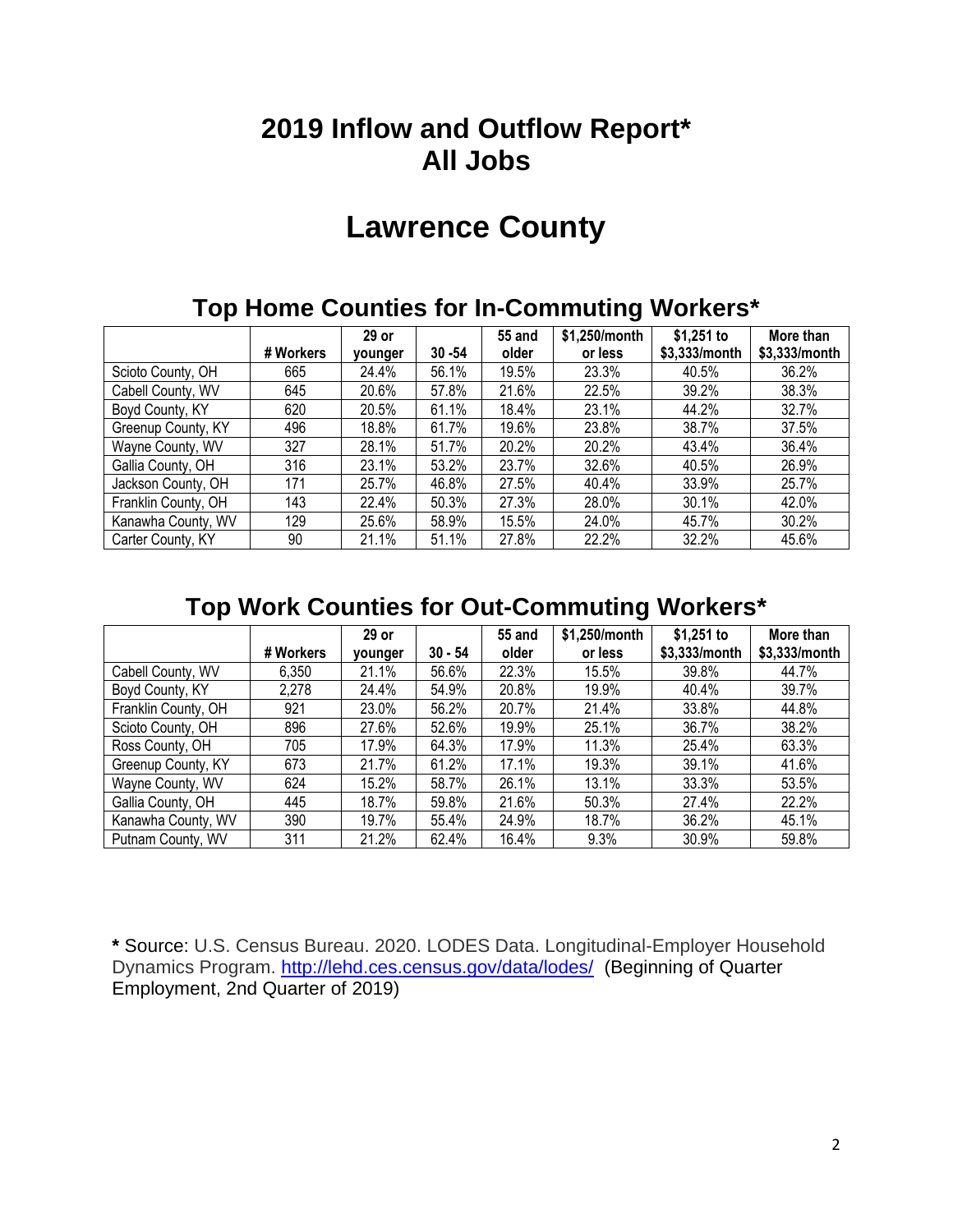# 2019 Inflow and Outflow Report*
# All Jobs

# Lawrence County

## Top Home Counties for In-Commuting Workers*

| | # Workers | 29 or younger | 30 -54 | 55 and older | $1,250/month or less | $1,251 to $3,333/month | More than $3,333/month |
|---|---|---|---|---|---|---|---|
| Scioto County, OH | 665 | 24.4% | 56.1% | 19.5% | 23.3% | 40.5% | 36.2% |
| Cabell County, WV | 645 | 20.6% | 57.8% | 21.6% | 22.5% | 39.2% | 38.3% |
| Boyd County, KY | 620 | 20.5% | 61.1% | 18.4% | 23.1% | 44.2% | 32.7% |
| Greenup County, KY | 496 | 18.8% | 61.7% | 19.6% | 23.8% | 38.7% | 37.5% |
| Wayne County, WV | 327 | 28.1% | 51.7% | 20.2% | 20.2% | 43.4% | 36.4% |
| Gallia County, OH | 316 | 23.1% | 53.2% | 23.7% | 32.6% | 40.5% | 26.9% |
| Jackson County, OH | 171 | 25.7% | 46.8% | 27.5% | 40.4% | 33.9% | 25.7% |
| Franklin County, OH | 143 | 22.4% | 50.3% | 27.3% | 28.0% | 30.1% | 42.0% |
| Kanawha County, WV | 129 | 25.6% | 58.9% | 15.5% | 24.0% | 45.7% | 30.2% |
| Carter County, KY | 90 | 21.1% | 51.1% | 27.8% | 22.2% | 32.2% | 45.6% |

## Top Work Counties for Out-Commuting Workers*

| | # Workers | 29 or younger | 30 - 54 | 55 and older | $1,250/month or less | $1,251 to $3,333/month | More than $3,333/month |
|---|---|---|---|---|---|---|---|
| Cabell County, WV | 6,350 | 21.1% | 56.6% | 22.3% | 15.5% | 39.8% | 44.7% |
| Boyd County, KY | 2,278 | 24.4% | 54.9% | 20.8% | 19.9% | 40.4% | 39.7% |
| Franklin County, OH | 921 | 23.0% | 56.2% | 20.7% | 21.4% | 33.8% | 44.8% |
| Scioto County, OH | 896 | 27.6% | 52.6% | 19.9% | 25.1% | 36.7% | 38.2% |
| Ross County, OH | 705 | 17.9% | 64.3% | 17.9% | 11.3% | 25.4% | 63.3% |
| Greenup County, KY | 673 | 21.7% | 61.2% | 17.1% | 19.3% | 39.1% | 41.6% |
| Wayne County, WV | 624 | 15.2% | 58.7% | 26.1% | 13.1% | 33.3% | 53.5% |
| Gallia County, OH | 445 | 18.7% | 59.8% | 21.6% | 50.3% | 27.4% | 22.2% |
| Kanawha County, WV | 390 | 19.7% | 55.4% | 24.9% | 18.7% | 36.2% | 45.1% |
| Putnam County, WV | 311 | 21.2% | 62.4% | 16.4% | 9.3% | 30.9% | 59.8% |

**\*** Source: U.S. Census Bureau. 2020. LODES Data. Longitudinal-Employer Household Dynamics Program. http://lehd.ces.census.gov/data/lodes/ (Beginning of Quarter Employment, 2nd Quarter of 2019)